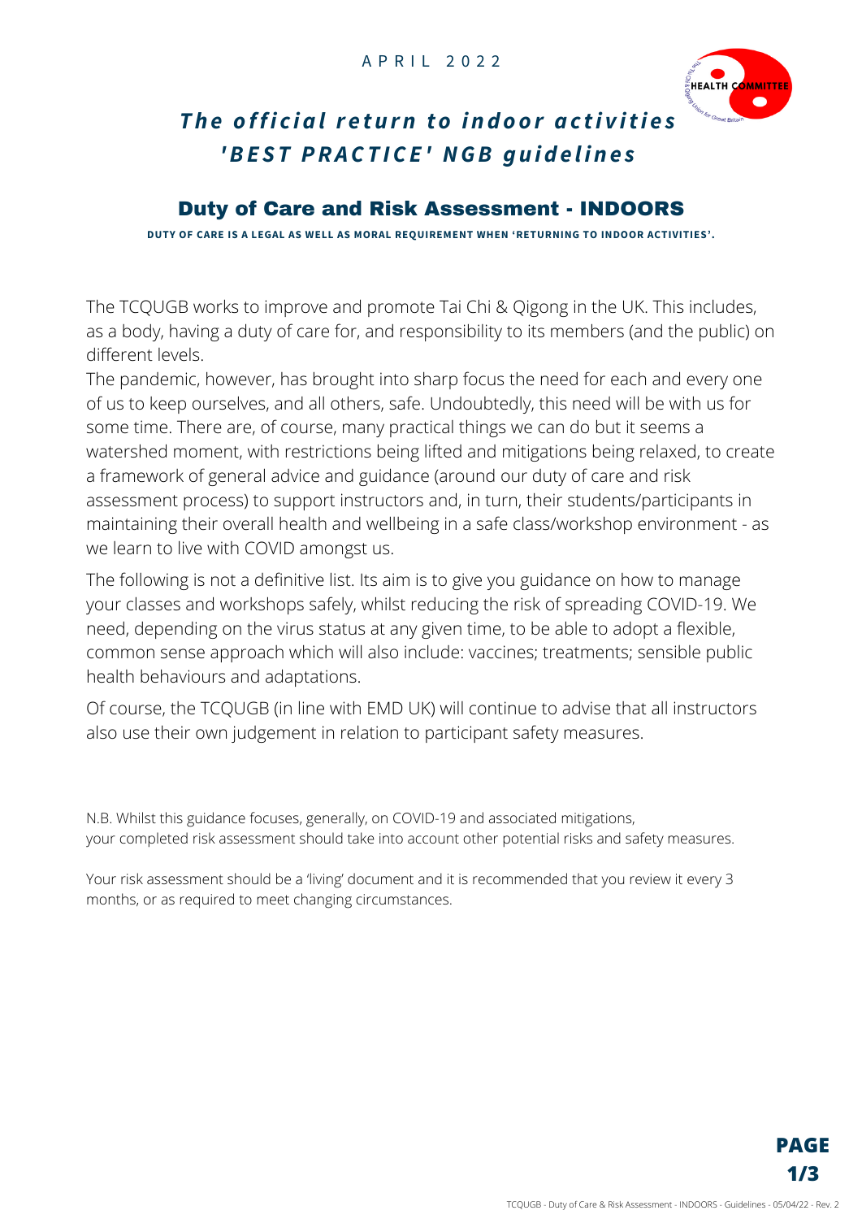APRIL 2022

# *The official return to indoor activities 'BEST PRACTICE' NGB guidelines*

## Duty of Care and Risk Assessment - INDOORS

**DUTY OF CARE IS A LEGAL AS WELL AS MORAL REQUIREMENT WHEN 'RETURNING TO INDOOR ACTIVITIES'.**

The TCQUGB works to improve and promote Tai Chi & Qigong in the UK. This includes, as a body, having a duty of care for, and responsibility to its members (and the public) on different levels.

The pandemic, however, has brought into sharp focus the need for each and every one of us to keep ourselves, and all others, safe. Undoubtedly, this need will be with us for some time. There are, of course, many practical things we can do but it seems a watershed moment, with restrictions being lifted and mitigations being relaxed, to create a framework of general advice and guidance (around our duty of care and risk assessment process) to support instructors and, in turn, their students/participants in maintaining their overall health and wellbeing in a safe class/workshop environment - as we learn to live with COVID amongst us.

The following is not a definitive list. Its aim is to give you guidance on how to manage your classes and workshops safely, whilst reducing the risk of spreading COVID-19. We need, depending on the virus status at any given time, to be able to adopt a flexible, common sense approach which will also include: vaccines; treatments; sensible public health behaviours and adaptations.

Of course, the TCQUGB (in line with EMD UK) will continue to advise that all instructors also use their own judgement in relation to participant safety measures.

N.B. Whilst this guidance focuses, generally, on COVID-19 and associated mitigations, your completed risk assessment should take into account other potential risks and safety measures.

Your risk assessment should be a 'living' document and it is recommended that you review it every 3 months, or as required to meet changing circumstances.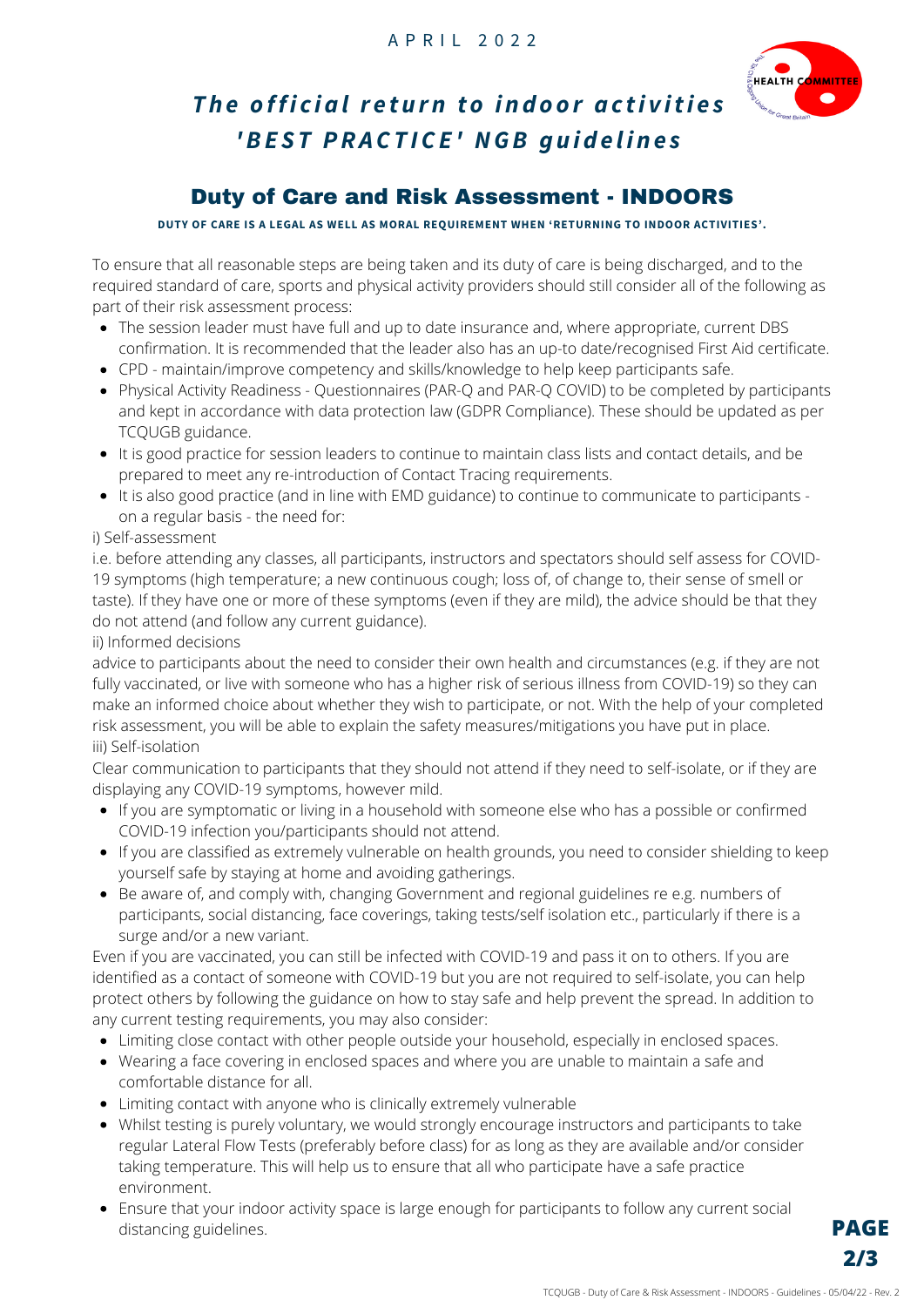APRIL 2022

# *The official return to indoor activities 'BEST PRACTICE' NGB guidelines*

## Duty of Care and Risk Assessment - INDOORS

**DUTY OF CARE IS A LEGAL AS WELL AS MORAL REQUIREMENT WHEN 'RETURNING TO INDOOR ACTIVITIES'.**

To ensure that all reasonable steps are being taken and its duty of care is being discharged, and to the required standard of care, sports and physical activity providers should still consider all of the following as part of their risk assessment process:

- The session leader must have full and up to date insurance and, where appropriate, current DBS confirmation. It is recommended that the leader also has an up-to date/recognised First Aid certificate.
- CPD - maintain/improve competency and skills/knowledge to help keep participants safe.
- Physical Activity Readiness - Questionnaires (PAR-Q and PAR-Q COVID) to be completed by participants and kept in accordance with data protection law (GDPR Compliance). These should be updated as per TCQUGB guidance.
- It is good practice for session leaders to continue to maintain class lists and contact details, and be prepared to meet any re-introduction of Contact Tracing requirements.
- It is also good practice (and in line with EMD guidance) to continue to communicate to participants - on a regular basis - the need for:

i) Self-assessment

i.e. before attending any classes, all participants, instructors and spectators should self assess for COVID-19 symptoms (high temperature; a new continuous cough; loss of, of change to, their sense of smell or taste). If they have one or more of these symptoms (even if they are mild), the advice should be that they do not attend (and follow any current guidance).

ii) Informed decisions

advice to participants about the need to consider their own health and circumstances (e.g. if they are not fully vaccinated, or live with someone who has a higher risk of serious illness from COVID-19) so they can make an informed choice about whether they wish to participate, or not. With the help of your completed risk assessment, you will be able to explain the safety measures/mitigations you have put in place.

iii) Self-isolation

Clear communication to participants that they should not attend if they need to self-isolate, or if they are displaying any COVID-19 symptoms, however mild.

- If you are symptomatic or living in a household with someone else who has a possible or confirmed COVID-19 infection you/participants should not attend.
- If you are classified as extremely vulnerable on health grounds, you need to consider shielding to keep yourself safe by staying at home and avoiding gatherings.
- Be aware of, and comply with, changing Government and regional guidelines re e.g. numbers of participants, social distancing, face coverings, taking tests/self isolation etc., particularly if there is a surge and/or a new variant.

Even if you are vaccinated, you can still be infected with COVID-19 and pass it on to others. If you are identified as a contact of someone with COVID-19 but you are not required to self-isolate, you can help protect others by following the guidance on how to stay safe and help prevent the spread. In addition to any current testing requirements, you may also consider:

- Limiting close contact with other people outside your household, especially in enclosed spaces.
- Wearing a face covering in enclosed spaces and where you are unable to maintain a safe and comfortable distance for all.
- Limiting contact with anyone who is clinically extremely vulnerable
- Whilst testing is purely voluntary, we would strongly encourage instructors and participants to take regular Lateral Flow Tests (preferably before class) for as long as they are available and/or consider taking temperature. This will help us to ensure that all who participate have a safe practice environment.
- Ensure that your indoor activity space is large enough for participants to follow any current social distancing guidelines.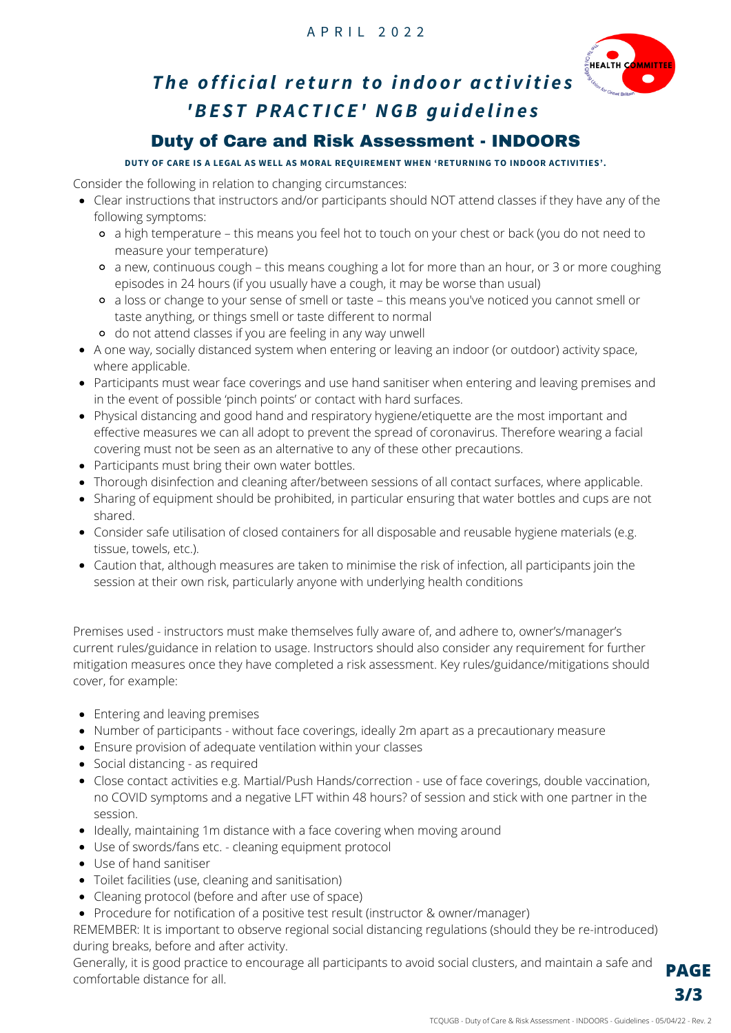APRIL 2022

# *The official return to indoor activities 'BEST PRACTICE' NGB guidelines*

## Duty of Care and Risk Assessment - INDOORS

**DUTY OF CARE IS A LEGAL AS WELL AS MORAL REQUIREMENT WHEN 'RETURNING TO INDOOR ACTIVITIES'.**

Consider the following in relation to changing circumstances:

- Clear instructions that instructors and/or participants should NOT attend classes if they have any of the following symptoms:
  - a high temperature – this means you feel hot to touch on your chest or back (you do not need to measure your temperature)
  - a new, continuous cough – this means coughing a lot for more than an hour, or 3 or more coughing episodes in 24 hours (if you usually have a cough, it may be worse than usual)
  - a loss or change to your sense of smell or taste – this means you've noticed you cannot smell or taste anything, or things smell or taste different to normal
  - do not attend classes if you are feeling in any way unwell
- A one way, socially distanced system when entering or leaving an indoor (or outdoor) activity space, where applicable.
- Participants must wear face coverings and use hand sanitiser when entering and leaving premises and in the event of possible 'pinch points' or contact with hard surfaces.
- Physical distancing and good hand and respiratory hygiene/etiquette are the most important and effective measures we can all adopt to prevent the spread of coronavirus. Therefore wearing a facial covering must not be seen as an alternative to any of these other precautions.
- Participants must bring their own water bottles.
- Thorough disinfection and cleaning after/between sessions of all contact surfaces, where applicable.
- Sharing of equipment should be prohibited, in particular ensuring that water bottles and cups are not shared.
- Consider safe utilisation of closed containers for all disposable and reusable hygiene materials (e.g. tissue, towels, etc.).
- Caution that, although measures are taken to minimise the risk of infection, all participants join the session at their own risk, particularly anyone with underlying health conditions

Premises used - instructors must make themselves fully aware of, and adhere to, owner's/manager's current rules/guidance in relation to usage. Instructors should also consider any requirement for further mitigation measures once they have completed a risk assessment. Key rules/guidance/mitigations should cover, for example:

- Entering and leaving premises
- Number of participants - without face coverings, ideally 2m apart as a precautionary measure
- Ensure provision of adequate ventilation within your classes
- Social distancing - as required
- Close contact activities e.g. Martial/Push Hands/correction - use of face coverings, double vaccination, no COVID symptoms and a negative LFT within 48 hours? of session and stick with one partner in the session.
- Ideally, maintaining 1m distance with a face covering when moving around
- Use of swords/fans etc. - cleaning equipment protocol
- Use of hand sanitiser
- Toilet facilities (use, cleaning and sanitisation)
- Cleaning protocol (before and after use of space)
- Procedure for notification of a positive test result (instructor & owner/manager)

REMEMBER: It is important to observe regional social distancing regulations (should they be re-introduced) during breaks, before and after activity.

Generally, it is good practice to encourage all participants to avoid social clusters, and maintain a safe and comfortable distance for all.